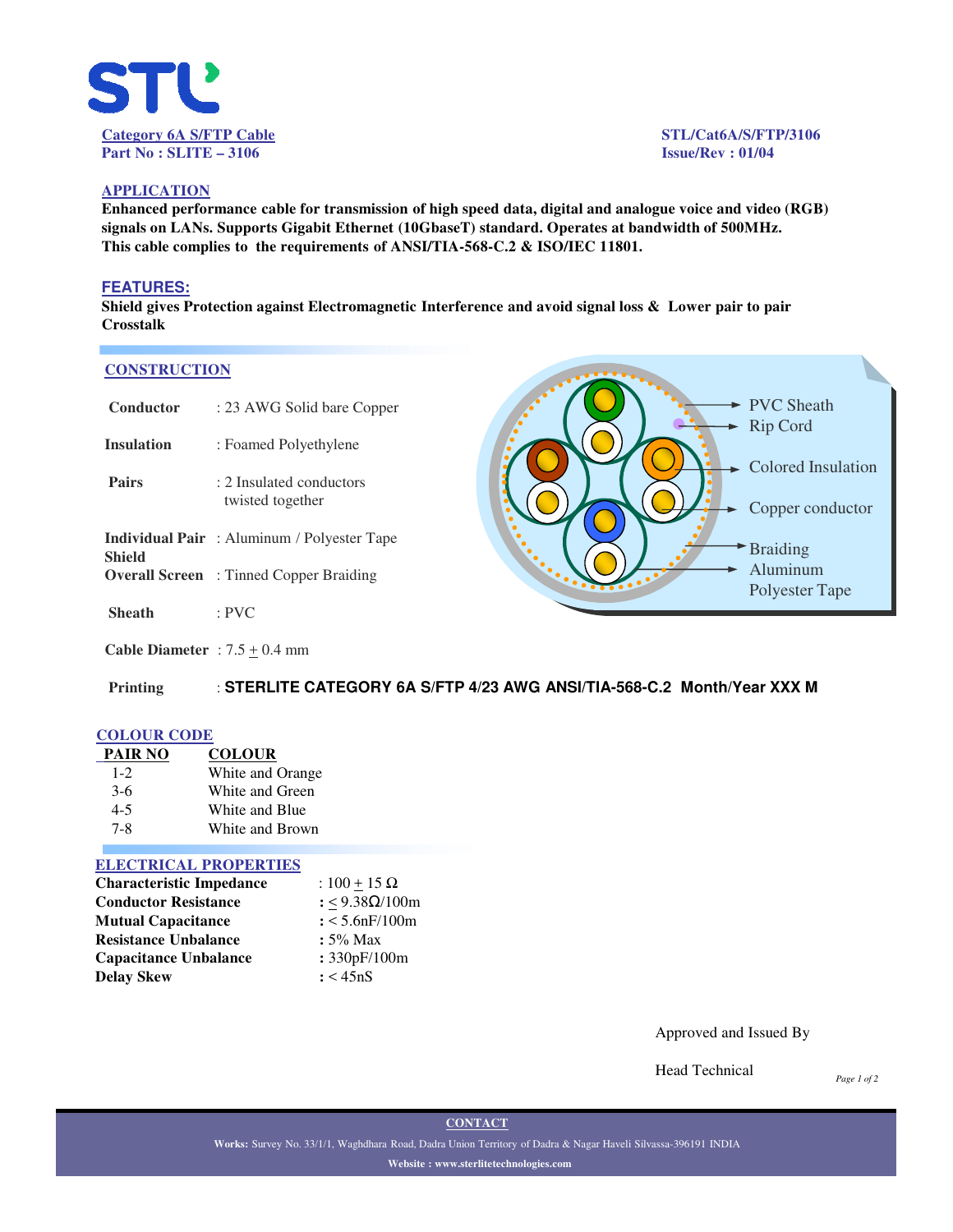**Category 6A S/FTP Cable**
**Part No : SLITE – 3106**

**STL/Cat6A/S/FTP/3106**
**Issue/Rev : 01/04**

## APPLICATION

**Enhanced performance cable for transmission of high speed data, digital and analogue voice and video (RGB) signals on LANs. Supports Gigabit Ethernet (10GbaseT) standard. Operates at bandwidth of 500MHz. This cable complies to the requirements of ANSI/TIA-568-C.2 & ISO/IEC 11801.**

## FEATURES:

**Shield gives Protection against Electromagnetic Interference and avoid signal loss & Lower pair to pair Crosstalk**

## CONSTRUCTION

| | |
|---|---|
| **Conductor** | : 23 AWG Solid bare Copper |
| **Insulation** | : Foamed Polyethylene |
| **Pairs** | : 2 Insulated conductors twisted together |
| **Individual Pair Shield** | : Aluminum / Polyester Tape |
| **Overall Screen** | : Tinned Copper Braiding |
| **Sheath** | : PVC |
| **Cable Diameter** | : 7.5 ± 0.4 mm |
| **Printing** | : **STERLITE CATEGORY 6A S/FTP 4/23 AWG ANSI/TIA-568-C.2 Month/Year XXX M** |

PVC Sheath
Rip Cord
Colored Insulation
Copper conductor
Braiding
Aluminum Polyester Tape

## COLOUR CODE

| PAIR NO | COLOUR |
|---|---|
| 1-2 | White and Orange |
| 3-6 | White and Green |
| 4-5 | White and Blue |
| 7-8 | White and Brown |

## ELECTRICAL PROPERTIES

| | |
|---|---|
| **Characteristic Impedance** | : 100 ± 15 Ω |
| **Conductor Resistance** | : ≤ 9.38Ω/100m |
| **Mutual Capacitance** | : < 5.6nF/100m |
| **Resistance Unbalance** | : 5% Max |
| **Capacitance Unbalance** | : 330pF/100m |
| **Delay Skew** | : < 45nS |

Approved and Issued By

Head Technical

**CONTACT**

**Works:** Survey No. 33/1/1, Waghdhara Road, Dadra Union Territory of Dadra & Nagar Haveli Silvassa-396191 INDIA

**Website : www.sterlitetechnologies.com**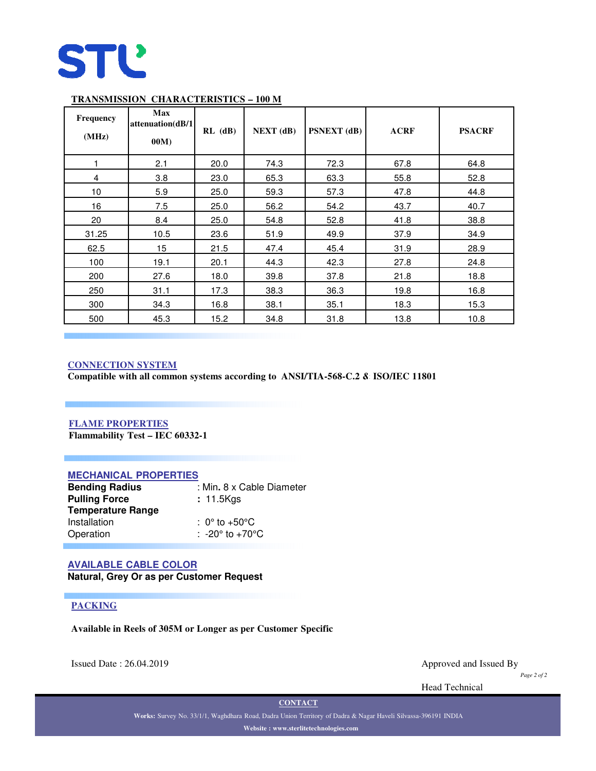## TRANSMISSION CHARACTERISTICS – 100 M

| Frequency (MHz) | Max attenuation(dB/100M) | RL (dB) | NEXT (dB) | PSNEXT (dB) | ACRF | PSACRF |
|---|---|---|---|---|---|---|
| 1 | 2.1 | 20.0 | 74.3 | 72.3 | 67.8 | 64.8 |
| 4 | 3.8 | 23.0 | 65.3 | 63.3 | 55.8 | 52.8 |
| 10 | 5.9 | 25.0 | 59.3 | 57.3 | 47.8 | 44.8 |
| 16 | 7.5 | 25.0 | 56.2 | 54.2 | 43.7 | 40.7 |
| 20 | 8.4 | 25.0 | 54.8 | 52.8 | 41.8 | 38.8 |
| 31.25 | 10.5 | 23.6 | 51.9 | 49.9 | 37.9 | 34.9 |
| 62.5 | 15 | 21.5 | 47.4 | 45.4 | 31.9 | 28.9 |
| 100 | 19.1 | 20.1 | 44.3 | 42.3 | 27.8 | 24.8 |
| 200 | 27.6 | 18.0 | 39.8 | 37.8 | 21.8 | 18.8 |
| 250 | 31.1 | 17.3 | 38.3 | 36.3 | 19.8 | 16.8 |
| 300 | 34.3 | 16.8 | 38.1 | 35.1 | 18.3 | 15.3 |
| 500 | 45.3 | 15.2 | 34.8 | 31.8 | 13.8 | 10.8 |

## CONNECTION SYSTEM

**Compatible with all common systems according to ANSI/TIA-568-C.2 & ISO/IEC 11801**

## FLAME PROPERTIES

**Flammability Test – IEC 60332-1**

## MECHANICAL PROPERTIES

**Bending Radius** : Min. 8 x Cable Diameter
**Pulling Force** : 11.5Kgs
**Temperature Range**
Installation : 0° to +50°C
Operation : -20° to +70°C

## AVAILABLE CABLE COLOR

**Natural, Grey Or as per Customer Request**

## PACKING

**Available in Reels of 305M or Longer as per Customer Specific**

Issued Date : 26.04.2019

Approved and Issued By

Head Technical

**CONTACT**

**Works:** Survey No. 33/1/1, Waghdhara Road, Dadra Union Territory of Dadra & Nagar Haveli Silvassa-396191 INDIA

**Website : www.sterlitetechnologies.com**